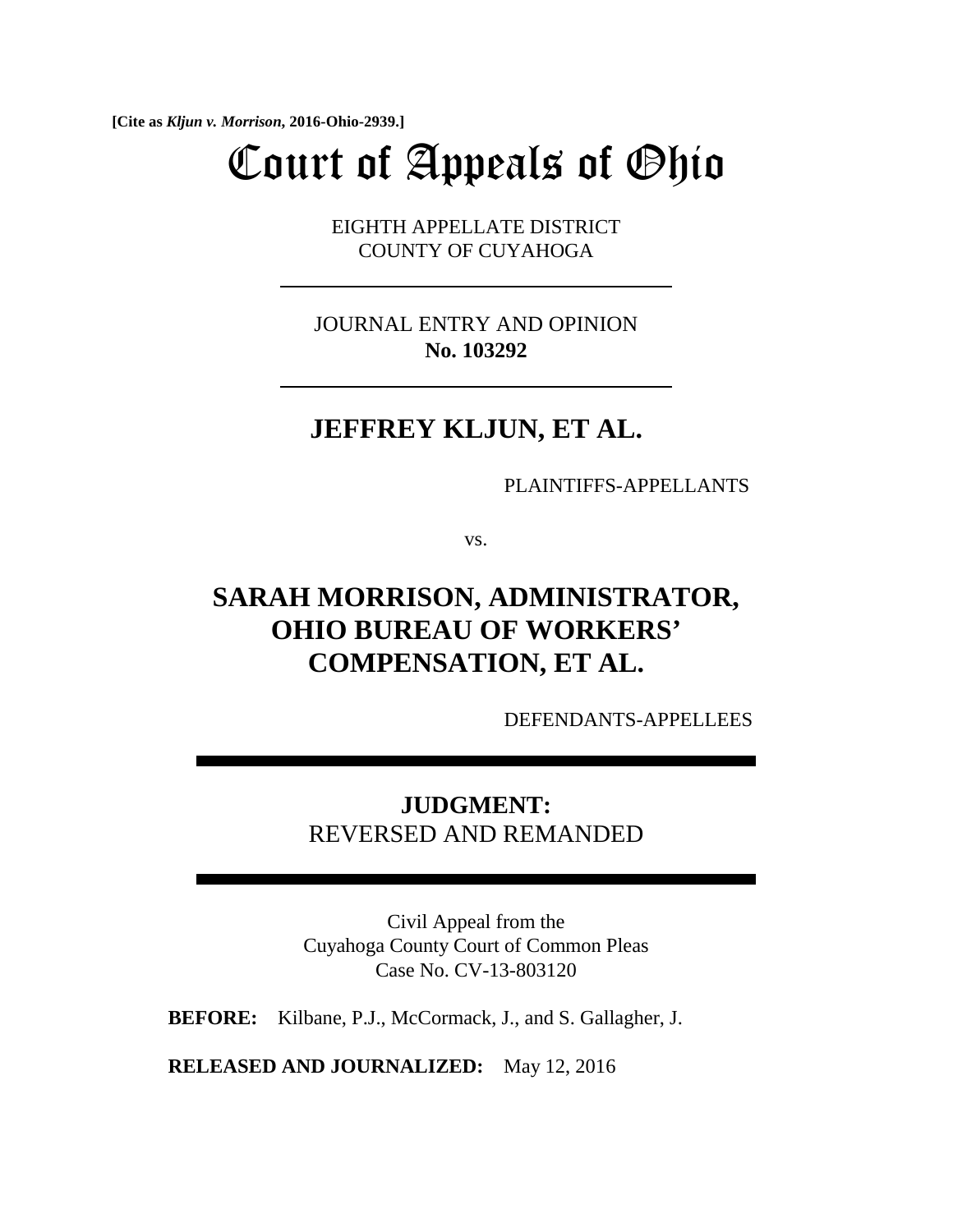**[Cite as *Kljun v. Morrison*, 2016-Ohio-2939.]**

# Court of Appeals of Ohio

EIGHTH APPELLATE DISTRICT
COUNTY OF CUYAHOGA

---

JOURNAL ENTRY AND OPINION
**No. 103292**

---

## JEFFREY KLJUN, ET AL.

PLAINTIFFS-APPELLANTS

vs.

## SARAH MORRISON, ADMINISTRATOR, OHIO BUREAU OF WORKERS' COMPENSATION, ET AL.

DEFENDANTS-APPELLEES

---

**JUDGMENT:**
REVERSED AND REMANDED

---

Civil Appeal from the
Cuyahoga County Court of Common Pleas
Case No. CV-13-803120

**BEFORE:** Kilbane, P.J., McCormack, J., and S. Gallagher, J.

**RELEASED AND JOURNALIZED:** May 12, 2016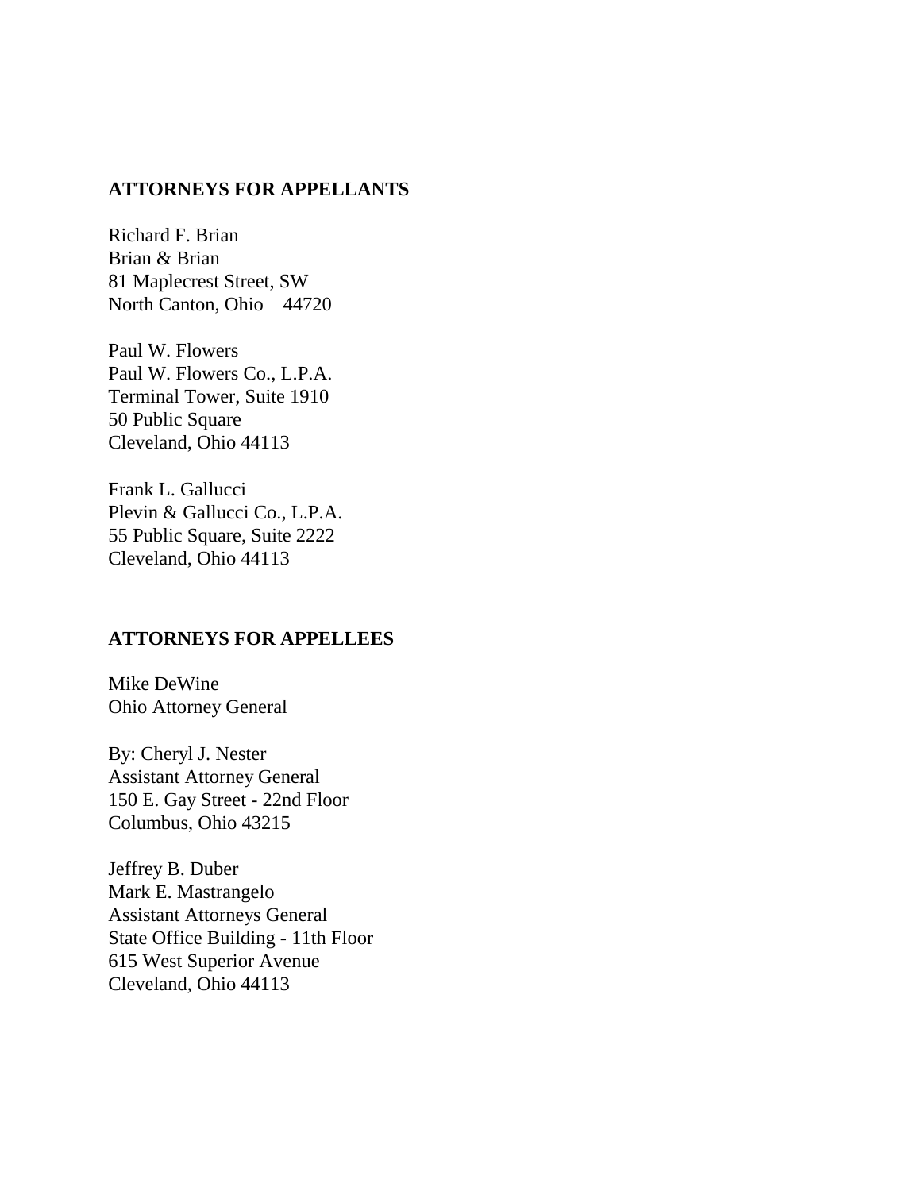**ATTORNEYS FOR APPELLANTS**

Richard F. Brian
Brian & Brian
81 Maplecrest Street, SW
North Canton, Ohio 44720

Paul W. Flowers
Paul W. Flowers Co., L.P.A.
Terminal Tower, Suite 1910
50 Public Square
Cleveland, Ohio 44113

Frank L. Gallucci
Plevin & Gallucci Co., L.P.A.
55 Public Square, Suite 2222
Cleveland, Ohio 44113

**ATTORNEYS FOR APPELLEES**

Mike DeWine
Ohio Attorney General

By: Cheryl J. Nester
Assistant Attorney General
150 E. Gay Street - 22nd Floor
Columbus, Ohio 43215

Jeffrey B. Duber
Mark E. Mastrangelo
Assistant Attorneys General
State Office Building - 11th Floor
615 West Superior Avenue
Cleveland, Ohio 44113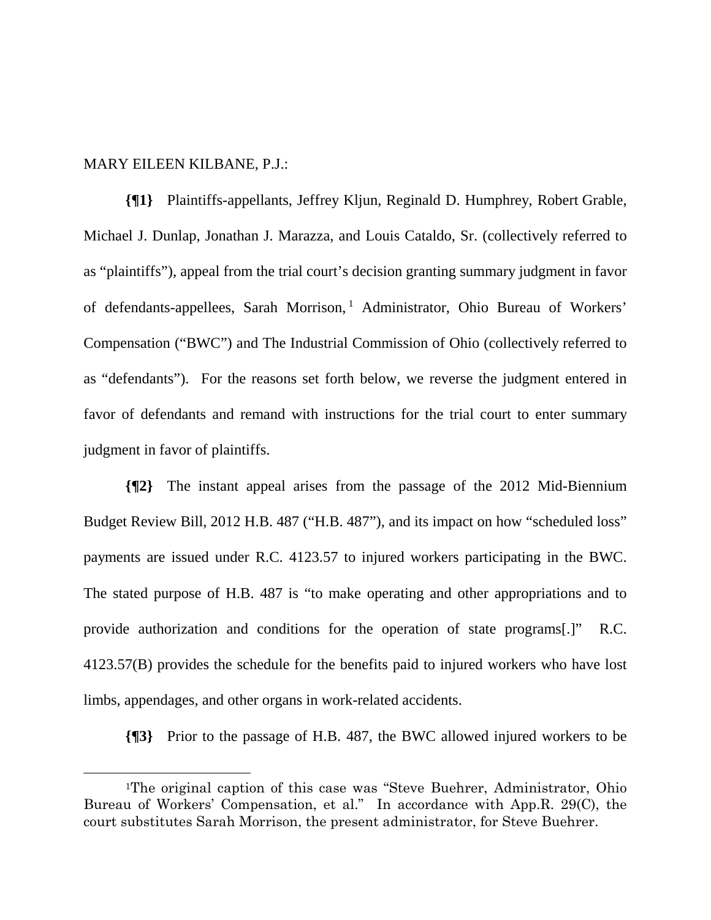MARY EILEEN KILBANE, P.J.:

**{¶1}** Plaintiffs-appellants, Jeffrey Kljun, Reginald D. Humphrey, Robert Grable, Michael J. Dunlap, Jonathan J. Marazza, and Louis Cataldo, Sr. (collectively referred to as "plaintiffs"), appeal from the trial court's decision granting summary judgment in favor of defendants-appellees, Sarah Morrison,[1] Administrator, Ohio Bureau of Workers' Compensation ("BWC") and The Industrial Commission of Ohio (collectively referred to as "defendants"). For the reasons set forth below, we reverse the judgment entered in favor of defendants and remand with instructions for the trial court to enter summary judgment in favor of plaintiffs.

**{¶2}** The instant appeal arises from the passage of the 2012 Mid-Biennium Budget Review Bill, 2012 H.B. 487 ("H.B. 487"), and its impact on how "scheduled loss" payments are issued under R.C. 4123.57 to injured workers participating in the BWC. The stated purpose of H.B. 487 is "to make operating and other appropriations and to provide authorization and conditions for the operation of state programs[.]" R.C. 4123.57(B) provides the schedule for the benefits paid to injured workers who have lost limbs, appendages, and other organs in work-related accidents.

**{¶3}** Prior to the passage of H.B. 487, the BWC allowed injured workers to be

---

[1]The original caption of this case was "Steve Buehrer, Administrator, Ohio Bureau of Workers' Compensation, et al." In accordance with App.R. 29(C), the court substitutes Sarah Morrison, the present administrator, for Steve Buehrer.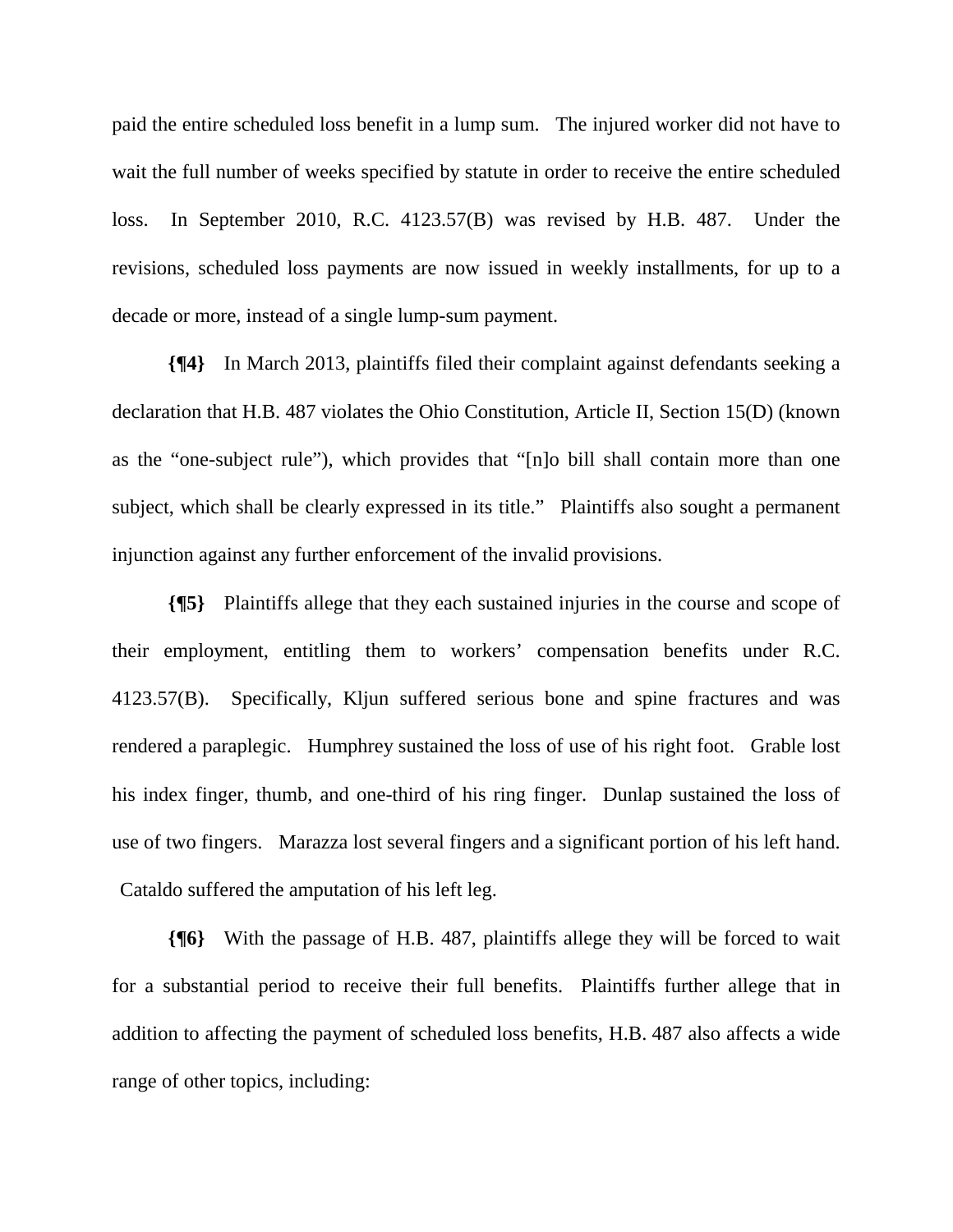paid the entire scheduled loss benefit in a lump sum. The injured worker did not have to wait the full number of weeks specified by statute in order to receive the entire scheduled loss. In September 2010, R.C. 4123.57(B) was revised by H.B. 487. Under the revisions, scheduled loss payments are now issued in weekly installments, for up to a decade or more, instead of a single lump-sum payment.

**{¶4}** In March 2013, plaintiffs filed their complaint against defendants seeking a declaration that H.B. 487 violates the Ohio Constitution, Article II, Section 15(D) (known as the "one-subject rule"), which provides that "[n]o bill shall contain more than one subject, which shall be clearly expressed in its title." Plaintiffs also sought a permanent injunction against any further enforcement of the invalid provisions.

**{¶5}** Plaintiffs allege that they each sustained injuries in the course and scope of their employment, entitling them to workers' compensation benefits under R.C. 4123.57(B). Specifically, Kljun suffered serious bone and spine fractures and was rendered a paraplegic. Humphrey sustained the loss of use of his right foot. Grable lost his index finger, thumb, and one-third of his ring finger. Dunlap sustained the loss of use of two fingers. Marazza lost several fingers and a significant portion of his left hand. Cataldo suffered the amputation of his left leg.

**{¶6}** With the passage of H.B. 487, plaintiffs allege they will be forced to wait for a substantial period to receive their full benefits. Plaintiffs further allege that in addition to affecting the payment of scheduled loss benefits, H.B. 487 also affects a wide range of other topics, including: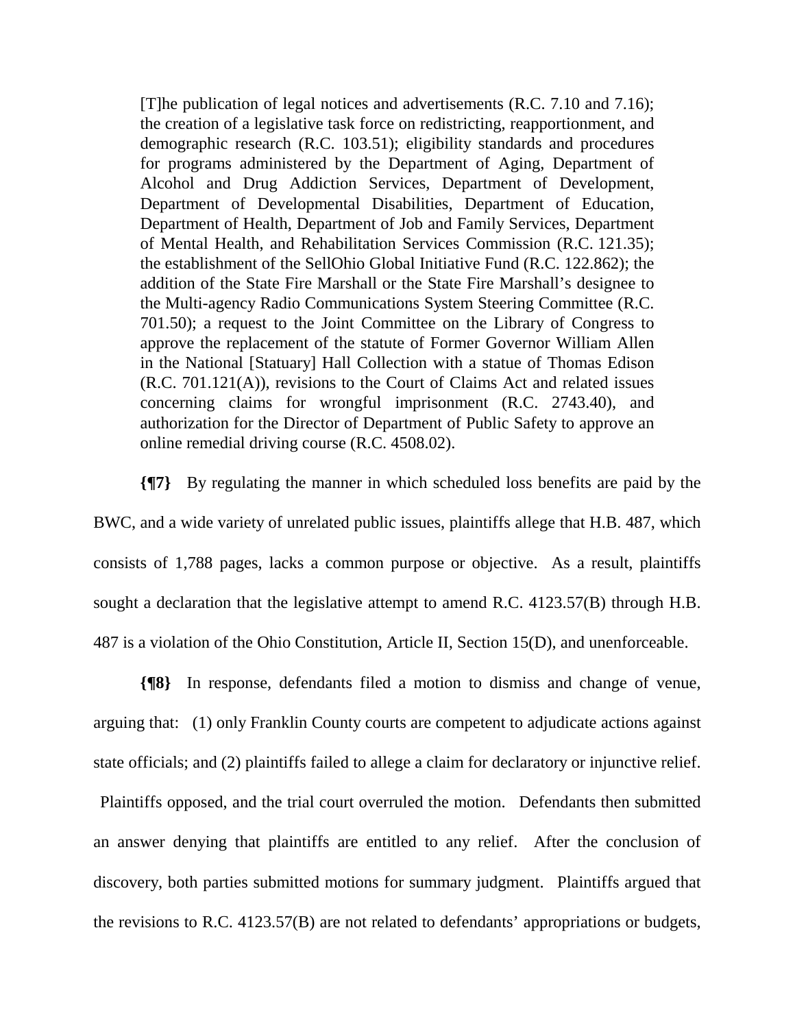> [T]he publication of legal notices and advertisements (R.C. 7.10 and 7.16); the creation of a legislative task force on redistricting, reapportionment, and demographic research (R.C. 103.51); eligibility standards and procedures for programs administered by the Department of Aging, Department of Alcohol and Drug Addiction Services, Department of Development, Department of Developmental Disabilities, Department of Education, Department of Health, Department of Job and Family Services, Department of Mental Health, and Rehabilitation Services Commission (R.C. 121.35); the establishment of the SellOhio Global Initiative Fund (R.C. 122.862); the addition of the State Fire Marshall or the State Fire Marshall's designee to the Multi-agency Radio Communications System Steering Committee (R.C. 701.50); a request to the Joint Committee on the Library of Congress to approve the replacement of the statute of Former Governor William Allen in the National [Statuary] Hall Collection with a statue of Thomas Edison (R.C. 701.121(A)), revisions to the Court of Claims Act and related issues concerning claims for wrongful imprisonment (R.C. 2743.40), and authorization for the Director of Department of Public Safety to approve an online remedial driving course (R.C. 4508.02).

**{¶7}** By regulating the manner in which scheduled loss benefits are paid by the BWC, and a wide variety of unrelated public issues, plaintiffs allege that H.B. 487, which consists of 1,788 pages, lacks a common purpose or objective. As a result, plaintiffs sought a declaration that the legislative attempt to amend R.C. 4123.57(B) through H.B. 487 is a violation of the Ohio Constitution, Article II, Section 15(D), and unenforceable.

**{¶8}** In response, defendants filed a motion to dismiss and change of venue, arguing that: (1) only Franklin County courts are competent to adjudicate actions against state officials; and (2) plaintiffs failed to allege a claim for declaratory or injunctive relief. Plaintiffs opposed, and the trial court overruled the motion. Defendants then submitted an answer denying that plaintiffs are entitled to any relief. After the conclusion of discovery, both parties submitted motions for summary judgment. Plaintiffs argued that the revisions to R.C. 4123.57(B) are not related to defendants' appropriations or budgets,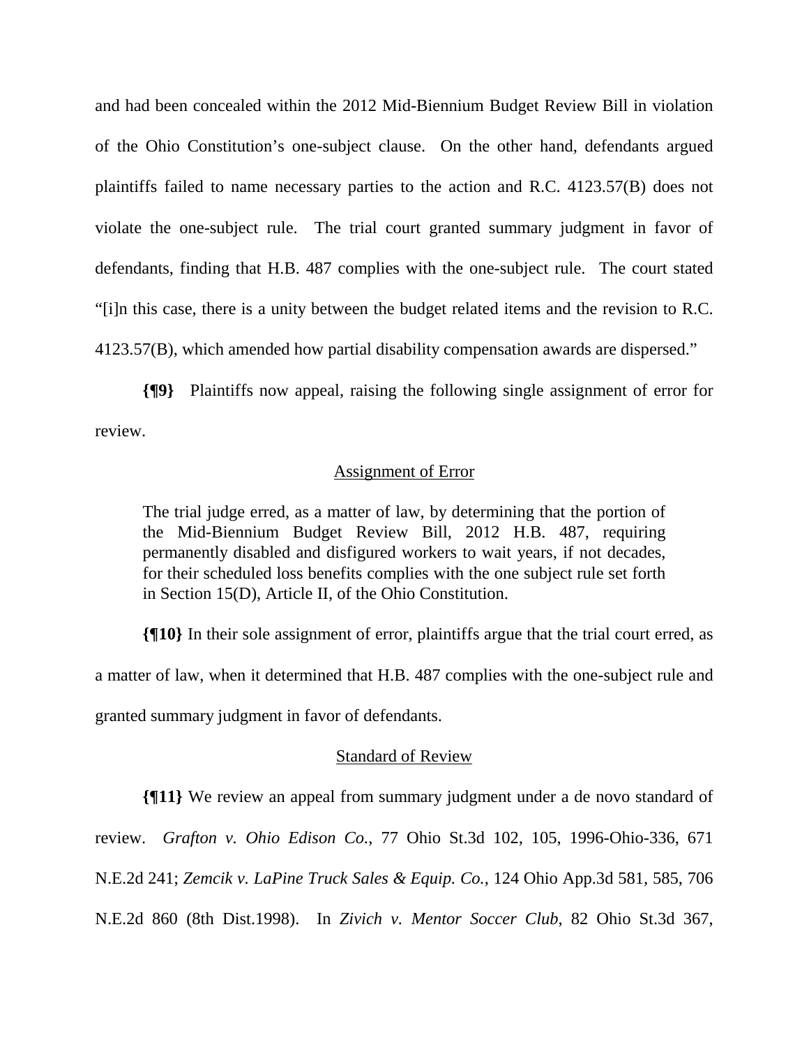and had been concealed within the 2012 Mid-Biennium Budget Review Bill in violation of the Ohio Constitution's one-subject clause. On the other hand, defendants argued plaintiffs failed to name necessary parties to the action and R.C. 4123.57(B) does not violate the one-subject rule. The trial court granted summary judgment in favor of defendants, finding that H.B. 487 complies with the one-subject rule. The court stated "[i]n this case, there is a unity between the budget related items and the revision to R.C. 4123.57(B), which amended how partial disability compensation awards are dispersed."

**{¶9}** Plaintiffs now appeal, raising the following single assignment of error for review.

<u>Assignment of Error</u>

> The trial judge erred, as a matter of law, by determining that the portion of the Mid-Biennium Budget Review Bill, 2012 H.B. 487, requiring permanently disabled and disfigured workers to wait years, if not decades, for their scheduled loss benefits complies with the one subject rule set forth in Section 15(D), Article II, of the Ohio Constitution.

**{¶10}** In their sole assignment of error, plaintiffs argue that the trial court erred, as a matter of law, when it determined that H.B. 487 complies with the one-subject rule and granted summary judgment in favor of defendants.

<u>Standard of Review</u>

**{¶11}** We review an appeal from summary judgment under a de novo standard of review. *Grafton v. Ohio Edison Co.*, 77 Ohio St.3d 102, 105, 1996-Ohio-336, 671 N.E.2d 241; *Zemcik v. LaPine Truck Sales & Equip. Co.*, 124 Ohio App.3d 581, 585, 706 N.E.2d 860 (8th Dist.1998). In *Zivich v. Mentor Soccer Club*, 82 Ohio St.3d 367,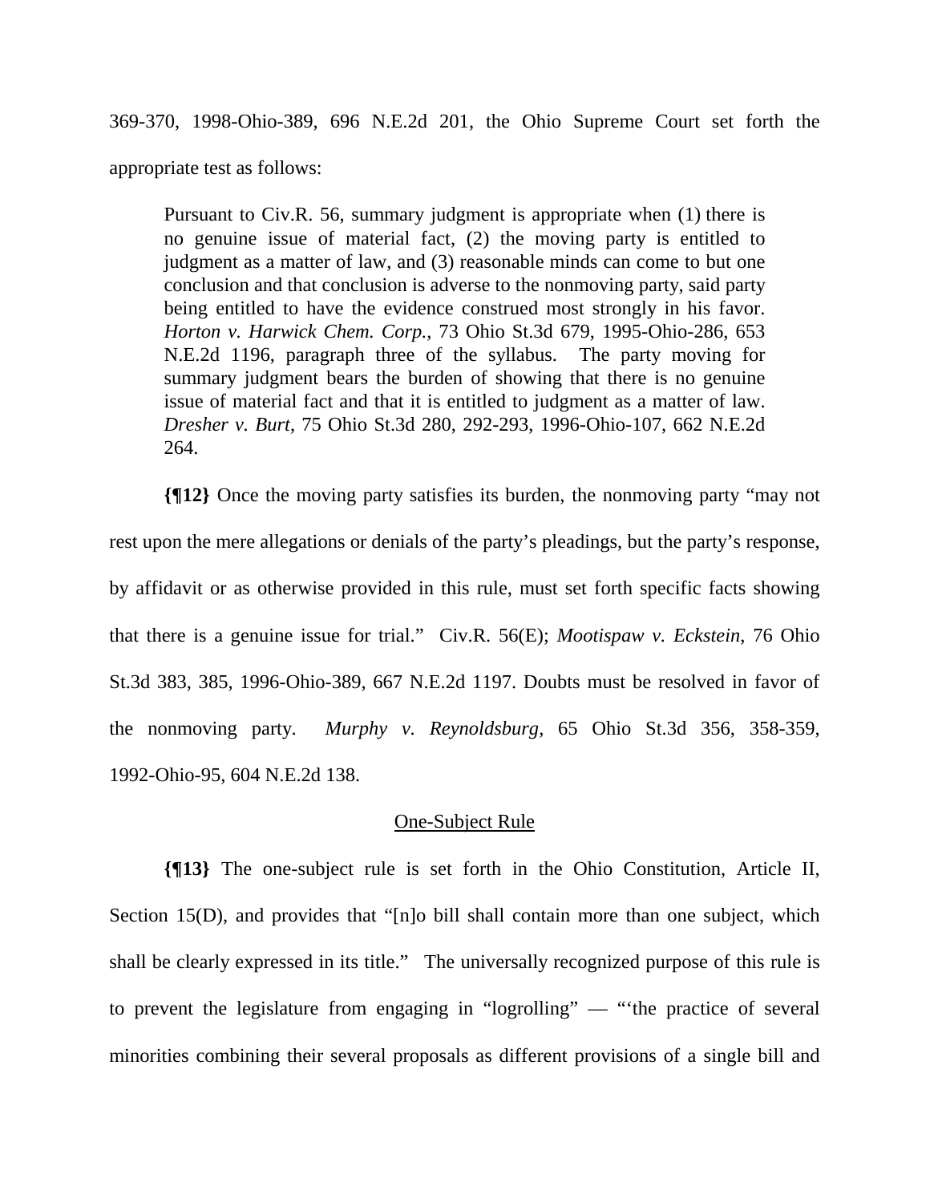369-370, 1998-Ohio-389, 696 N.E.2d 201, the Ohio Supreme Court set forth the appropriate test as follows:

> Pursuant to Civ.R. 56, summary judgment is appropriate when (1) there is no genuine issue of material fact, (2) the moving party is entitled to judgment as a matter of law, and (3) reasonable minds can come to but one conclusion and that conclusion is adverse to the nonmoving party, said party being entitled to have the evidence construed most strongly in his favor. *Horton v. Harwick Chem. Corp.*, 73 Ohio St.3d 679, 1995-Ohio-286, 653 N.E.2d 1196, paragraph three of the syllabus. The party moving for summary judgment bears the burden of showing that there is no genuine issue of material fact and that it is entitled to judgment as a matter of law. *Dresher v. Burt*, 75 Ohio St.3d 280, 292-293, 1996-Ohio-107, 662 N.E.2d 264.

**{¶12}** Once the moving party satisfies its burden, the nonmoving party "may not rest upon the mere allegations or denials of the party's pleadings, but the party's response, by affidavit or as otherwise provided in this rule, must set forth specific facts showing that there is a genuine issue for trial." Civ.R. 56(E); *Mootispaw v. Eckstein*, 76 Ohio St.3d 383, 385, 1996-Ohio-389, 667 N.E.2d 1197. Doubts must be resolved in favor of the nonmoving party. *Murphy v. Reynoldsburg*, 65 Ohio St.3d 356, 358-359, 1992-Ohio-95, 604 N.E.2d 138.

One-Subject Rule

**{¶13}** The one-subject rule is set forth in the Ohio Constitution, Article II, Section 15(D), and provides that "[n]o bill shall contain more than one subject, which shall be clearly expressed in its title." The universally recognized purpose of this rule is to prevent the legislature from engaging in "logrolling" — "'the practice of several minorities combining their several proposals as different provisions of a single bill and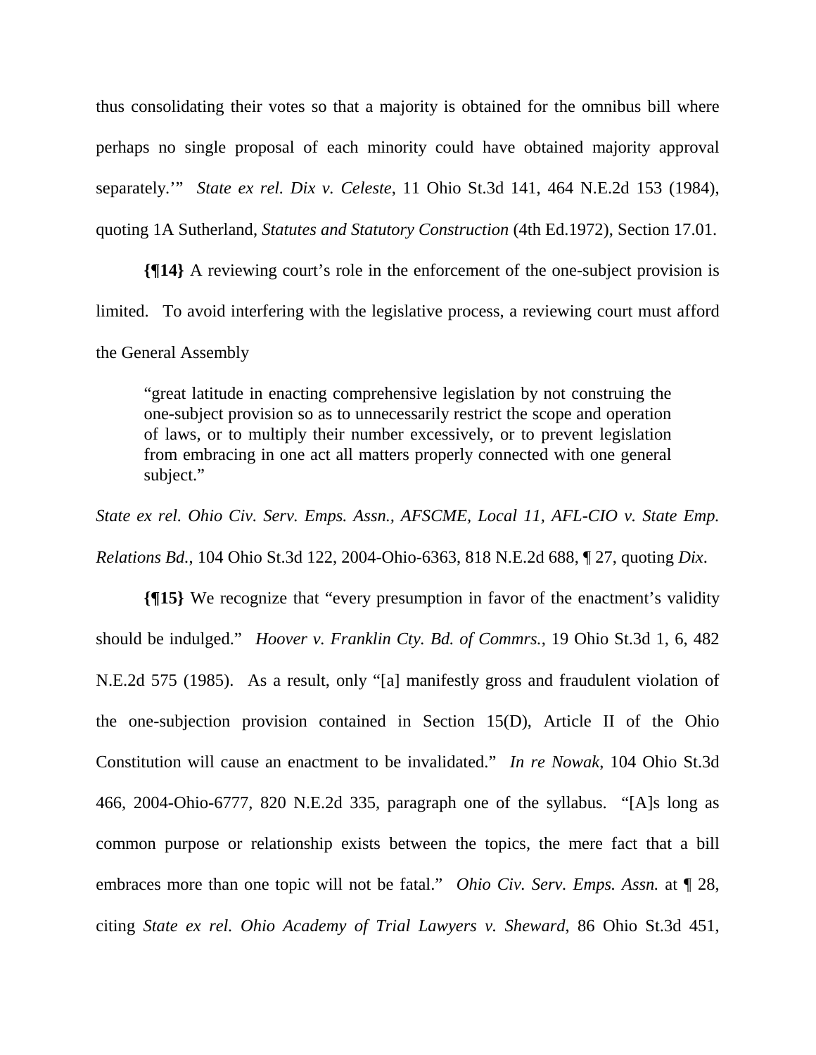thus consolidating their votes so that a majority is obtained for the omnibus bill where perhaps no single proposal of each minority could have obtained majority approval separately.'" *State ex rel. Dix v. Celeste*, 11 Ohio St.3d 141, 464 N.E.2d 153 (1984), quoting 1A Sutherland, *Statutes and Statutory Construction* (4th Ed.1972), Section 17.01.

**{¶14}** A reviewing court's role in the enforcement of the one-subject provision is limited. To avoid interfering with the legislative process, a reviewing court must afford the General Assembly

> "great latitude in enacting comprehensive legislation by not construing the one-subject provision so as to unnecessarily restrict the scope and operation of laws, or to multiply their number excessively, or to prevent legislation from embracing in one act all matters properly connected with one general subject."

*State ex rel. Ohio Civ. Serv. Emps. Assn., AFSCME, Local 11, AFL-CIO v. State Emp. Relations Bd.*, 104 Ohio St.3d 122, 2004-Ohio-6363, 818 N.E.2d 688, ¶ 27, quoting *Dix*.

**{¶15}** We recognize that "every presumption in favor of the enactment's validity should be indulged." *Hoover v. Franklin Cty. Bd. of Commrs.*, 19 Ohio St.3d 1, 6, 482 N.E.2d 575 (1985). As a result, only "[a] manifestly gross and fraudulent violation of the one-subjection provision contained in Section 15(D), Article II of the Ohio Constitution will cause an enactment to be invalidated." *In re Nowak*, 104 Ohio St.3d 466, 2004-Ohio-6777, 820 N.E.2d 335, paragraph one of the syllabus. "[A]s long as common purpose or relationship exists between the topics, the mere fact that a bill embraces more than one topic will not be fatal." *Ohio Civ. Serv. Emps. Assn.* at ¶ 28, citing *State ex rel. Ohio Academy of Trial Lawyers v. Sheward*, 86 Ohio St.3d 451,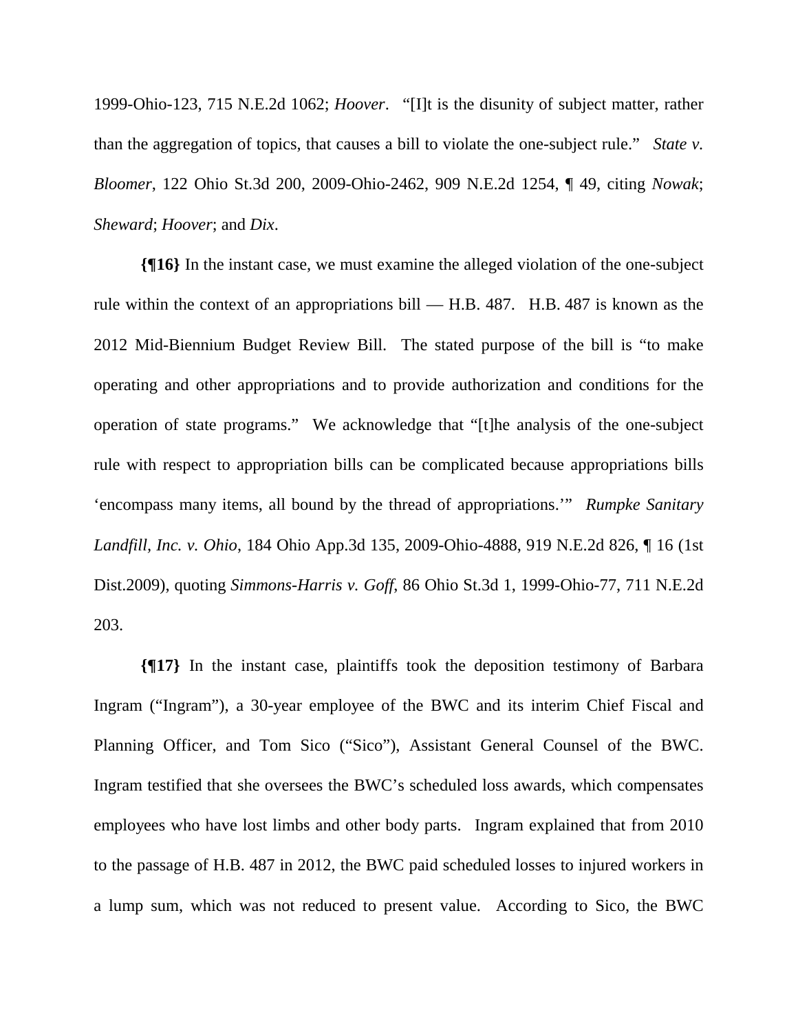1999-Ohio-123, 715 N.E.2d 1062; *Hoover*. "[I]t is the disunity of subject matter, rather than the aggregation of topics, that causes a bill to violate the one-subject rule." *State v. Bloomer*, 122 Ohio St.3d 200, 2009-Ohio-2462, 909 N.E.2d 1254, ¶ 49, citing *Nowak*; *Sheward*; *Hoover*; and *Dix*.

**{¶16}** In the instant case, we must examine the alleged violation of the one-subject rule within the context of an appropriations bill — H.B. 487. H.B. 487 is known as the 2012 Mid-Biennium Budget Review Bill. The stated purpose of the bill is "to make operating and other appropriations and to provide authorization and conditions for the operation of state programs." We acknowledge that "[t]he analysis of the one-subject rule with respect to appropriation bills can be complicated because appropriations bills 'encompass many items, all bound by the thread of appropriations.'" *Rumpke Sanitary Landfill, Inc. v. Ohio*, 184 Ohio App.3d 135, 2009-Ohio-4888, 919 N.E.2d 826, ¶ 16 (1st Dist.2009), quoting *Simmons-Harris v. Goff*, 86 Ohio St.3d 1, 1999-Ohio-77, 711 N.E.2d 203.

**{¶17}** In the instant case, plaintiffs took the deposition testimony of Barbara Ingram ("Ingram"), a 30-year employee of the BWC and its interim Chief Fiscal and Planning Officer, and Tom Sico ("Sico"), Assistant General Counsel of the BWC. Ingram testified that she oversees the BWC's scheduled loss awards, which compensates employees who have lost limbs and other body parts. Ingram explained that from 2010 to the passage of H.B. 487 in 2012, the BWC paid scheduled losses to injured workers in a lump sum, which was not reduced to present value. According to Sico, the BWC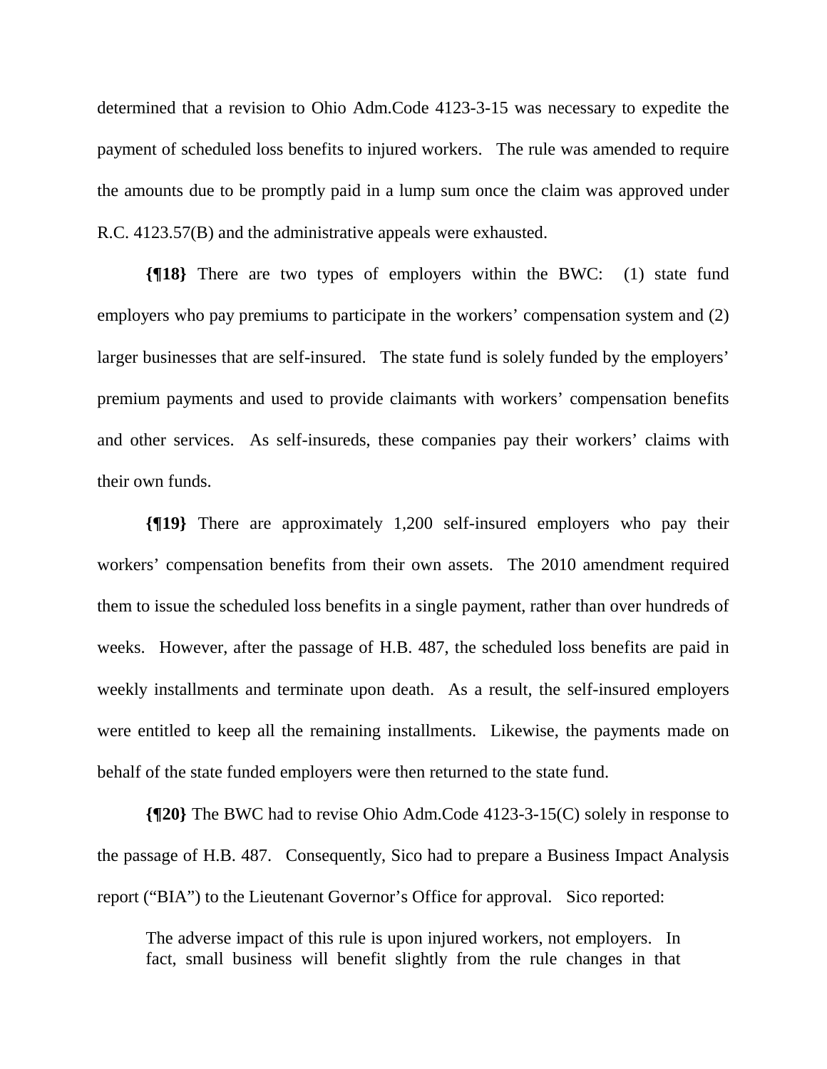determined that a revision to Ohio Adm.Code 4123-3-15 was necessary to expedite the payment of scheduled loss benefits to injured workers. The rule was amended to require the amounts due to be promptly paid in a lump sum once the claim was approved under R.C. 4123.57(B) and the administrative appeals were exhausted.

**{¶18}** There are two types of employers within the BWC: (1) state fund employers who pay premiums to participate in the workers' compensation system and (2) larger businesses that are self-insured. The state fund is solely funded by the employers' premium payments and used to provide claimants with workers' compensation benefits and other services. As self-insureds, these companies pay their workers' claims with their own funds.

**{¶19}** There are approximately 1,200 self-insured employers who pay their workers' compensation benefits from their own assets. The 2010 amendment required them to issue the scheduled loss benefits in a single payment, rather than over hundreds of weeks. However, after the passage of H.B. 487, the scheduled loss benefits are paid in weekly installments and terminate upon death. As a result, the self-insured employers were entitled to keep all the remaining installments. Likewise, the payments made on behalf of the state funded employers were then returned to the state fund.

**{¶20}** The BWC had to revise Ohio Adm.Code 4123-3-15(C) solely in response to the passage of H.B. 487. Consequently, Sico had to prepare a Business Impact Analysis report ("BIA") to the Lieutenant Governor's Office for approval. Sico reported:

> The adverse impact of this rule is upon injured workers, not employers. In fact, small business will benefit slightly from the rule changes in that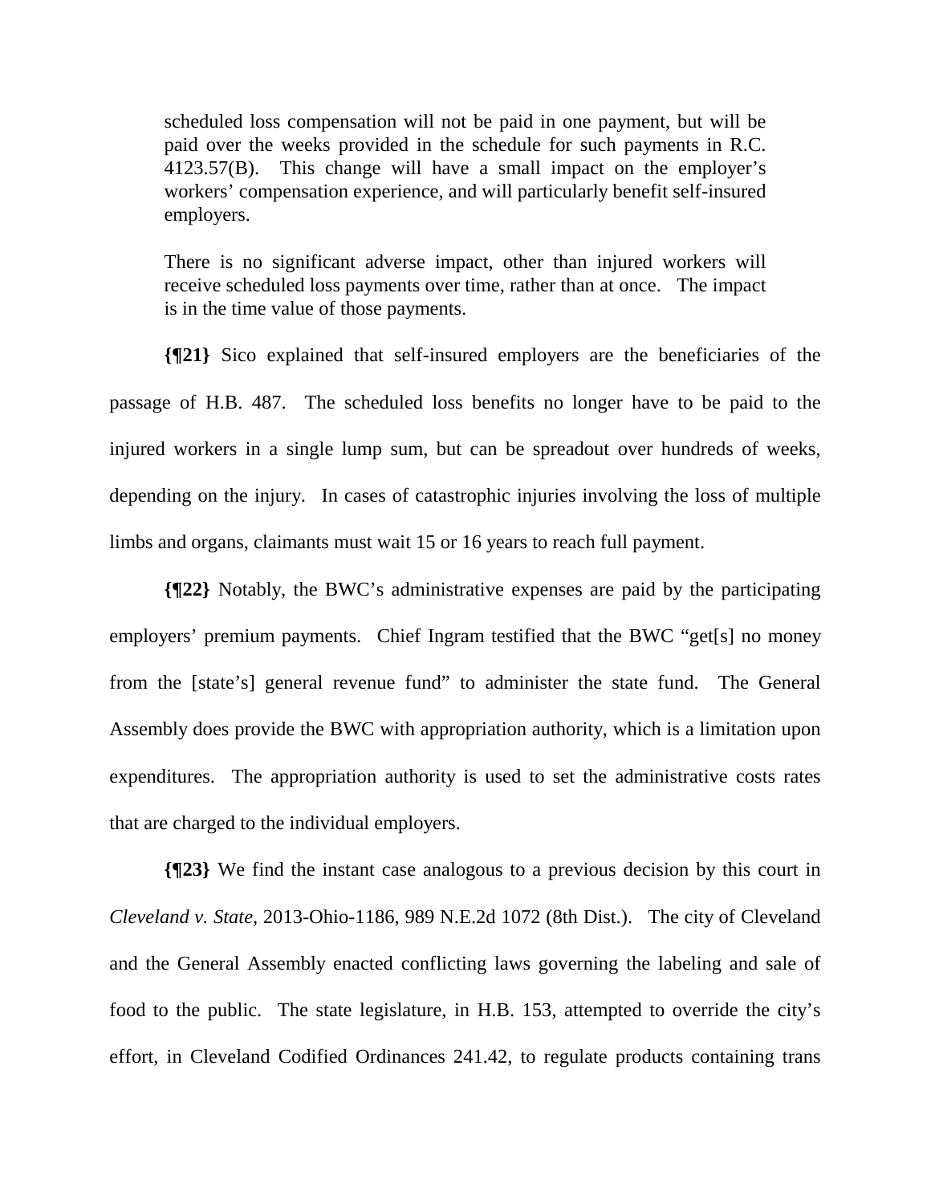> scheduled loss compensation will not be paid in one payment, but will be paid over the weeks provided in the schedule for such payments in R.C. 4123.57(B). This change will have a small impact on the employer's workers' compensation experience, and will particularly benefit self-insured employers.
>
> There is no significant adverse impact, other than injured workers will receive scheduled loss payments over time, rather than at once. The impact is in the time value of those payments.

**{¶21}** Sico explained that self-insured employers are the beneficiaries of the passage of H.B. 487. The scheduled loss benefits no longer have to be paid to the injured workers in a single lump sum, but can be spreadout over hundreds of weeks, depending on the injury. In cases of catastrophic injuries involving the loss of multiple limbs and organs, claimants must wait 15 or 16 years to reach full payment.

**{¶22}** Notably, the BWC's administrative expenses are paid by the participating employers' premium payments. Chief Ingram testified that the BWC "get[s] no money from the [state's] general revenue fund" to administer the state fund. The General Assembly does provide the BWC with appropriation authority, which is a limitation upon expenditures. The appropriation authority is used to set the administrative costs rates that are charged to the individual employers.

**{¶23}** We find the instant case analogous to a previous decision by this court in *Cleveland v. State*, 2013-Ohio-1186, 989 N.E.2d 1072 (8th Dist.). The city of Cleveland and the General Assembly enacted conflicting laws governing the labeling and sale of food to the public. The state legislature, in H.B. 153, attempted to override the city's effort, in Cleveland Codified Ordinances 241.42, to regulate products containing trans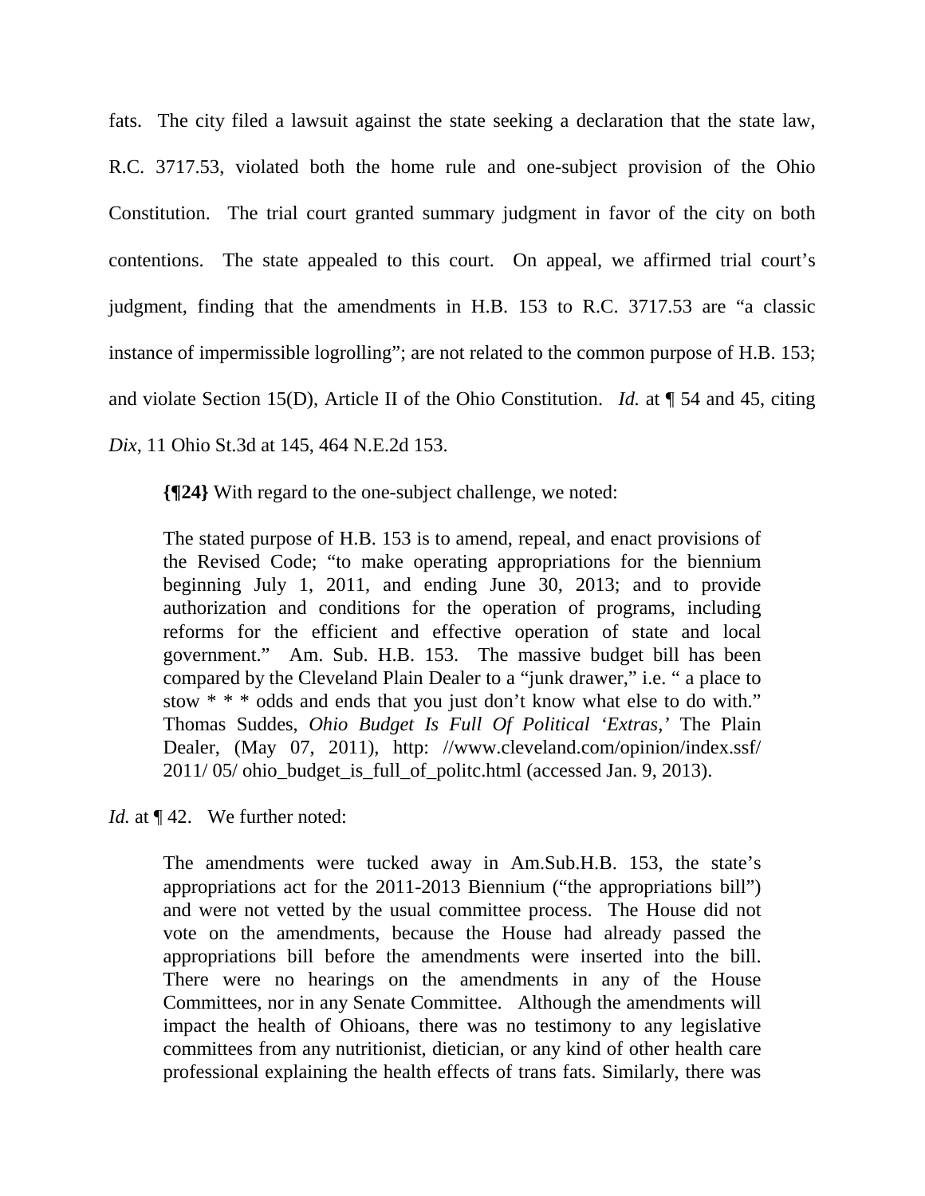fats. The city filed a lawsuit against the state seeking a declaration that the state law, R.C. 3717.53, violated both the home rule and one-subject provision of the Ohio Constitution. The trial court granted summary judgment in favor of the city on both contentions. The state appealed to this court. On appeal, we affirmed trial court's judgment, finding that the amendments in H.B. 153 to R.C. 3717.53 are "a classic instance of impermissible logrolling"; are not related to the common purpose of H.B. 153; and violate Section 15(D), Article II of the Ohio Constitution. *Id.* at ¶ 54 and 45, citing *Dix*, 11 Ohio St.3d at 145, 464 N.E.2d 153.

**{¶24}** With regard to the one-subject challenge, we noted:

> The stated purpose of H.B. 153 is to amend, repeal, and enact provisions of the Revised Code; "to make operating appropriations for the biennium beginning July 1, 2011, and ending June 30, 2013; and to provide authorization and conditions for the operation of programs, including reforms for the efficient and effective operation of state and local government." Am. Sub. H.B. 153. The massive budget bill has been compared by the Cleveland Plain Dealer to a "junk drawer," i.e. " a place to stow * * * odds and ends that you just don't know what else to do with." Thomas Suddes, *Ohio Budget Is Full Of Political 'Extras,'* The Plain Dealer, (May 07, 2011), http: //www.cleveland.com/opinion/index.ssf/ 2011/ 05/ ohio_budget_is_full_of_politc.html (accessed Jan. 9, 2013).

*Id.* at ¶ 42. We further noted:

> The amendments were tucked away in Am.Sub.H.B. 153, the state's appropriations act for the 2011-2013 Biennium ("the appropriations bill") and were not vetted by the usual committee process. The House did not vote on the amendments, because the House had already passed the appropriations bill before the amendments were inserted into the bill. There were no hearings on the amendments in any of the House Committees, nor in any Senate Committee. Although the amendments will impact the health of Ohioans, there was no testimony to any legislative committees from any nutritionist, dietician, or any kind of other health care professional explaining the health effects of trans fats. Similarly, there was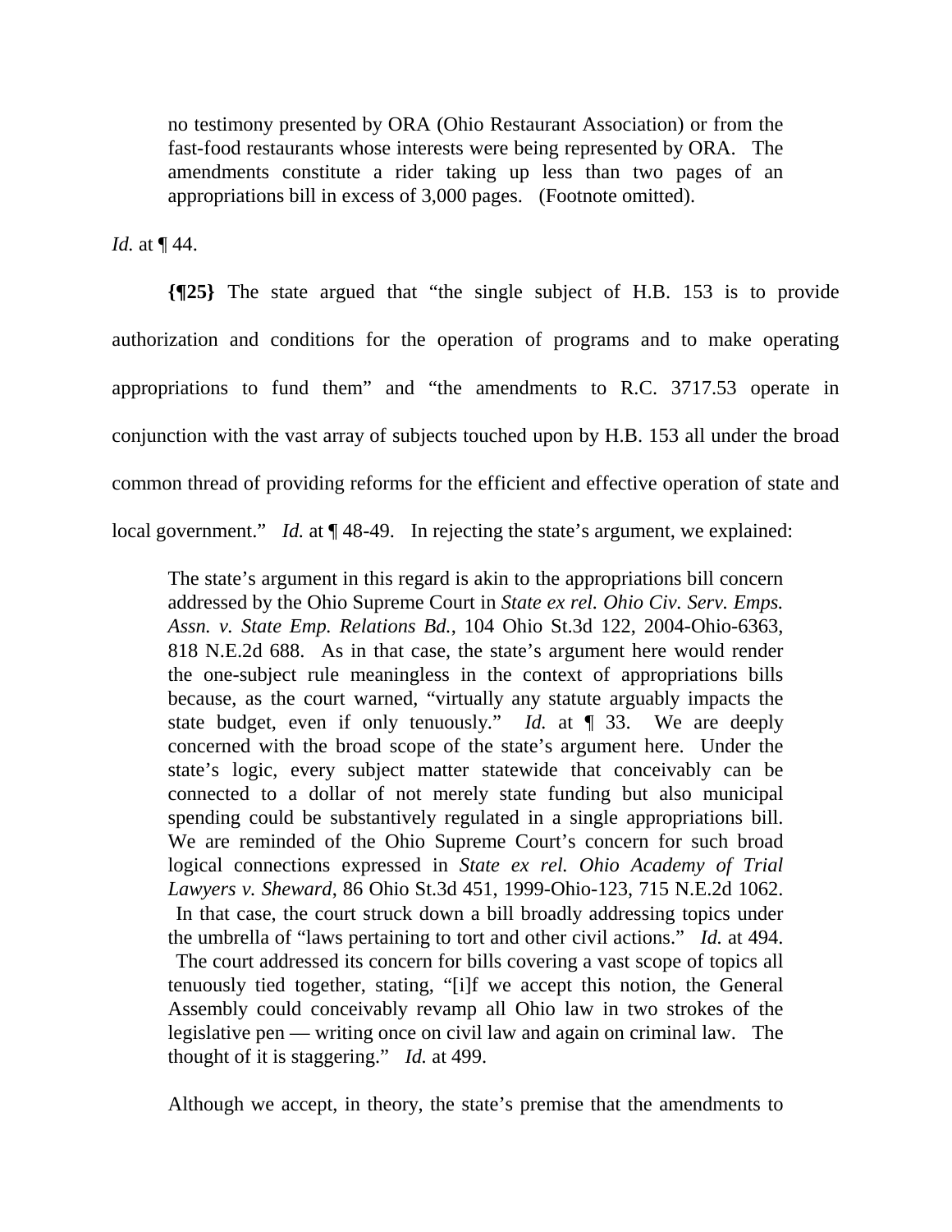> no testimony presented by ORA (Ohio Restaurant Association) or from the fast-food restaurants whose interests were being represented by ORA. The amendments constitute a rider taking up less than two pages of an appropriations bill in excess of 3,000 pages. (Footnote omitted).

*Id.* at ¶ 44.

**{¶25}** The state argued that "the single subject of H.B. 153 is to provide authorization and conditions for the operation of programs and to make operating appropriations to fund them" and "the amendments to R.C. 3717.53 operate in conjunction with the vast array of subjects touched upon by H.B. 153 all under the broad common thread of providing reforms for the efficient and effective operation of state and local government." *Id.* at ¶ 48-49. In rejecting the state's argument, we explained:

> The state's argument in this regard is akin to the appropriations bill concern addressed by the Ohio Supreme Court in *State ex rel. Ohio Civ. Serv. Emps. Assn. v. State Emp. Relations Bd.*, 104 Ohio St.3d 122, 2004-Ohio-6363, 818 N.E.2d 688. As in that case, the state's argument here would render the one-subject rule meaningless in the context of appropriations bills because, as the court warned, "virtually any statute arguably impacts the state budget, even if only tenuously." *Id.* at ¶ 33. We are deeply concerned with the broad scope of the state's argument here. Under the state's logic, every subject matter statewide that conceivably can be connected to a dollar of not merely state funding but also municipal spending could be substantively regulated in a single appropriations bill. We are reminded of the Ohio Supreme Court's concern for such broad logical connections expressed in *State ex rel. Ohio Academy of Trial Lawyers v. Sheward*, 86 Ohio St.3d 451, 1999-Ohio-123, 715 N.E.2d 1062. In that case, the court struck down a bill broadly addressing topics under the umbrella of "laws pertaining to tort and other civil actions." *Id.* at 494. The court addressed its concern for bills covering a vast scope of topics all tenuously tied together, stating, "[i]f we accept this notion, the General Assembly could conceivably revamp all Ohio law in two strokes of the legislative pen — writing once on civil law and again on criminal law. The thought of it is staggering." *Id.* at 499.
>
> Although we accept, in theory, the state's premise that the amendments to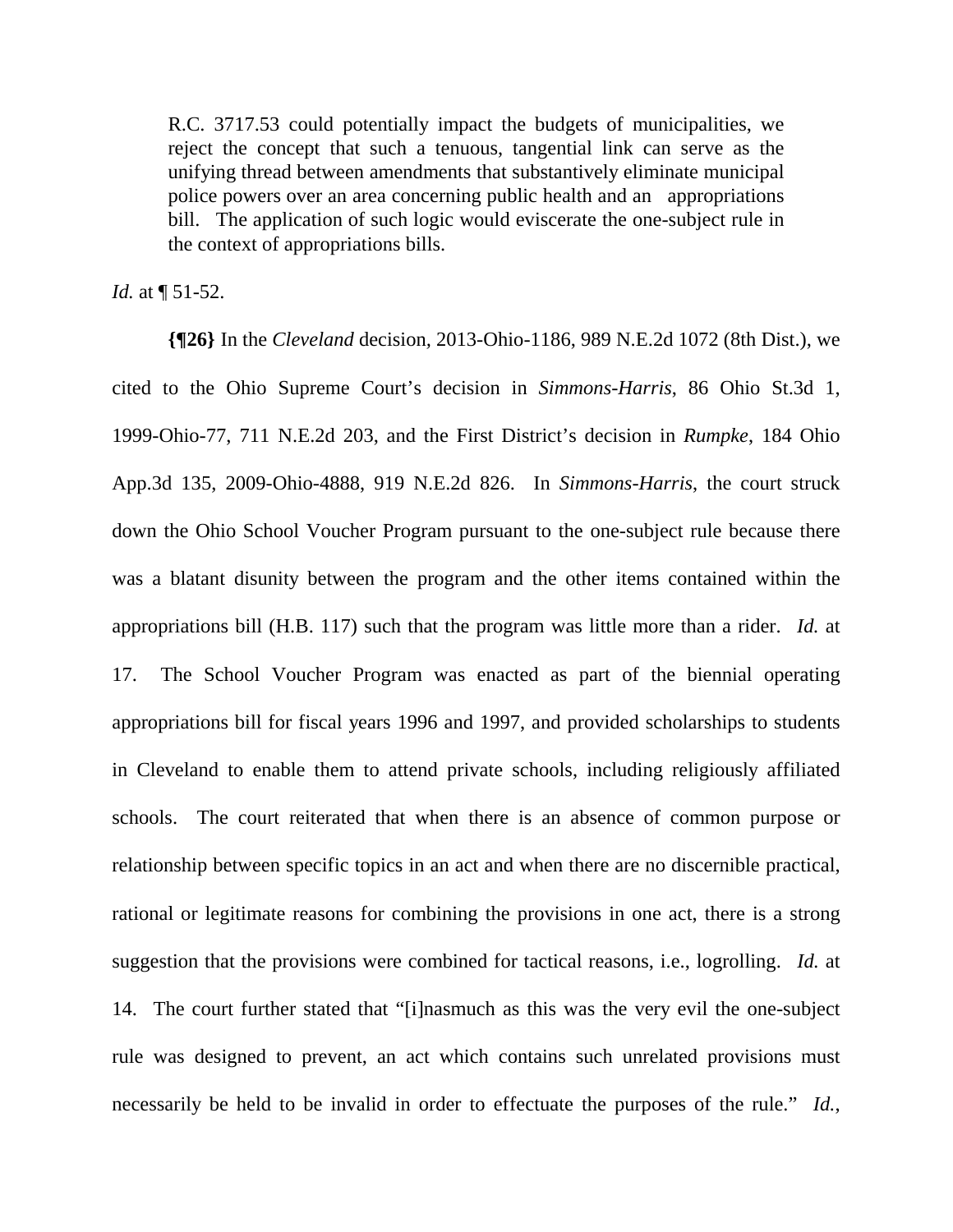> R.C. 3717.53 could potentially impact the budgets of municipalities, we reject the concept that such a tenuous, tangential link can serve as the unifying thread between amendments that substantively eliminate municipal police powers over an area concerning public health and an appropriations bill. The application of such logic would eviscerate the one-subject rule in the context of appropriations bills.

*Id.* at ¶ 51-52.

**{¶26}** In the *Cleveland* decision, 2013-Ohio-1186, 989 N.E.2d 1072 (8th Dist.), we cited to the Ohio Supreme Court's decision in *Simmons-Harris*, 86 Ohio St.3d 1, 1999-Ohio-77, 711 N.E.2d 203, and the First District's decision in *Rumpke*, 184 Ohio App.3d 135, 2009-Ohio-4888, 919 N.E.2d 826. In *Simmons-Harris*, the court struck down the Ohio School Voucher Program pursuant to the one-subject rule because there was a blatant disunity between the program and the other items contained within the appropriations bill (H.B. 117) such that the program was little more than a rider. *Id.* at 17. The School Voucher Program was enacted as part of the biennial operating appropriations bill for fiscal years 1996 and 1997, and provided scholarships to students in Cleveland to enable them to attend private schools, including religiously affiliated schools. The court reiterated that when there is an absence of common purpose or relationship between specific topics in an act and when there are no discernible practical, rational or legitimate reasons for combining the provisions in one act, there is a strong suggestion that the provisions were combined for tactical reasons, i.e., logrolling. *Id.* at 14. The court further stated that "[i]nasmuch as this was the very evil the one-subject rule was designed to prevent, an act which contains such unrelated provisions must necessarily be held to be invalid in order to effectuate the purposes of the rule." *Id.*,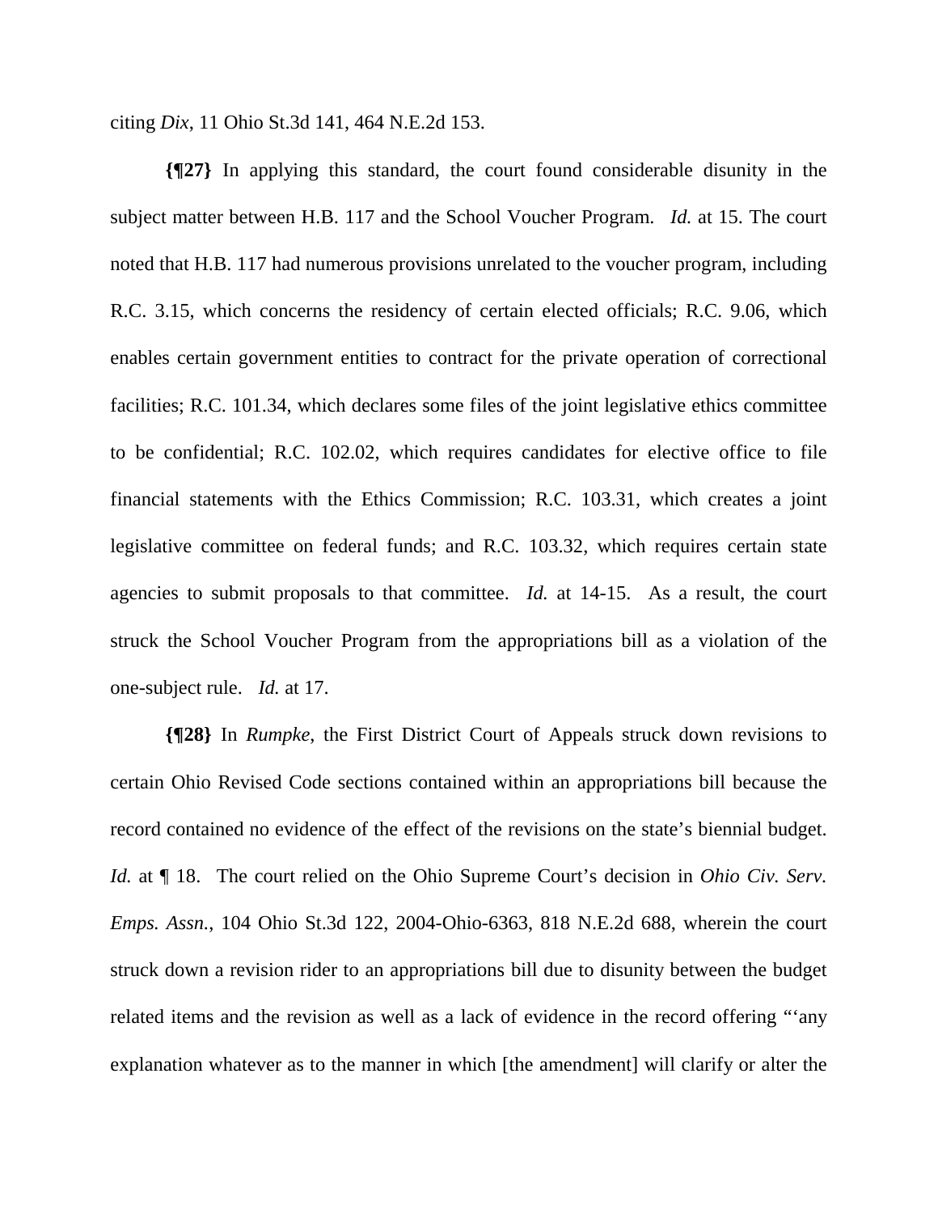citing *Dix*, 11 Ohio St.3d 141, 464 N.E.2d 153.

**{¶27}** In applying this standard, the court found considerable disunity in the subject matter between H.B. 117 and the School Voucher Program. *Id.* at 15. The court noted that H.B. 117 had numerous provisions unrelated to the voucher program, including R.C. 3.15, which concerns the residency of certain elected officials; R.C. 9.06, which enables certain government entities to contract for the private operation of correctional facilities; R.C. 101.34, which declares some files of the joint legislative ethics committee to be confidential; R.C. 102.02, which requires candidates for elective office to file financial statements with the Ethics Commission; R.C. 103.31, which creates a joint legislative committee on federal funds; and R.C. 103.32, which requires certain state agencies to submit proposals to that committee. *Id.* at 14-15. As a result, the court struck the School Voucher Program from the appropriations bill as a violation of the one-subject rule. *Id.* at 17.

**{¶28}** In *Rumpke*, the First District Court of Appeals struck down revisions to certain Ohio Revised Code sections contained within an appropriations bill because the record contained no evidence of the effect of the revisions on the state's biennial budget. *Id.* at ¶ 18. The court relied on the Ohio Supreme Court's decision in *Ohio Civ. Serv. Emps. Assn.*, 104 Ohio St.3d 122, 2004-Ohio-6363, 818 N.E.2d 688, wherein the court struck down a revision rider to an appropriations bill due to disunity between the budget related items and the revision as well as a lack of evidence in the record offering "'any explanation whatever as to the manner in which [the amendment] will clarify or alter the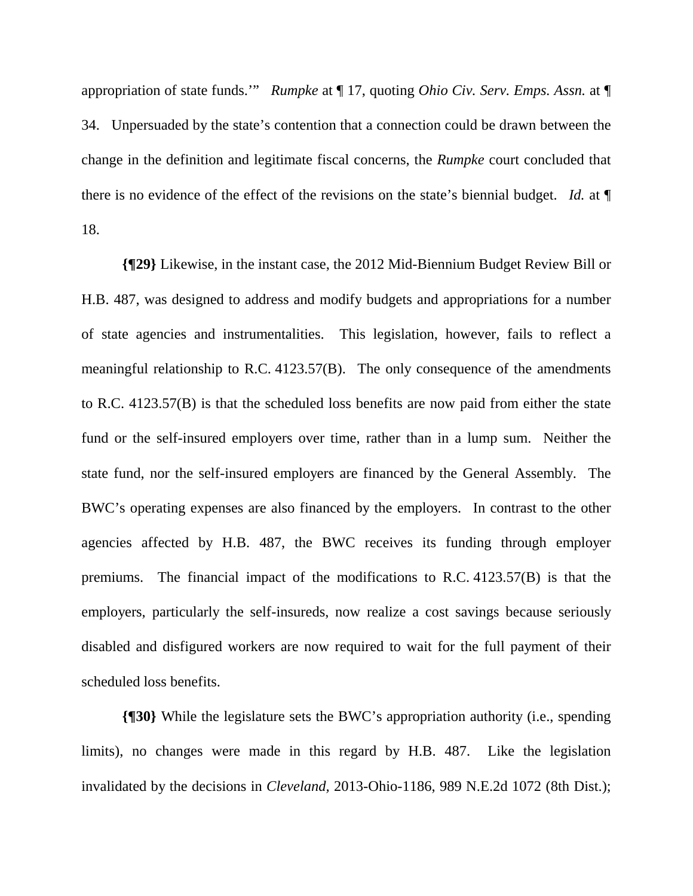appropriation of state funds.'" *Rumpke* at ¶ 17, quoting *Ohio Civ. Serv. Emps. Assn.* at ¶ 34. Unpersuaded by the state's contention that a connection could be drawn between the change in the definition and legitimate fiscal concerns, the *Rumpke* court concluded that there is no evidence of the effect of the revisions on the state's biennial budget. *Id.* at ¶ 18.

**{¶29}** Likewise, in the instant case, the 2012 Mid-Biennium Budget Review Bill or H.B. 487, was designed to address and modify budgets and appropriations for a number of state agencies and instrumentalities. This legislation, however, fails to reflect a meaningful relationship to R.C. 4123.57(B). The only consequence of the amendments to R.C. 4123.57(B) is that the scheduled loss benefits are now paid from either the state fund or the self-insured employers over time, rather than in a lump sum. Neither the state fund, nor the self-insured employers are financed by the General Assembly. The BWC's operating expenses are also financed by the employers. In contrast to the other agencies affected by H.B. 487, the BWC receives its funding through employer premiums. The financial impact of the modifications to R.C. 4123.57(B) is that the employers, particularly the self-insureds, now realize a cost savings because seriously disabled and disfigured workers are now required to wait for the full payment of their scheduled loss benefits.

**{¶30}** While the legislature sets the BWC's appropriation authority (i.e., spending limits), no changes were made in this regard by H.B. 487. Like the legislation invalidated by the decisions in *Cleveland*, 2013-Ohio-1186, 989 N.E.2d 1072 (8th Dist.);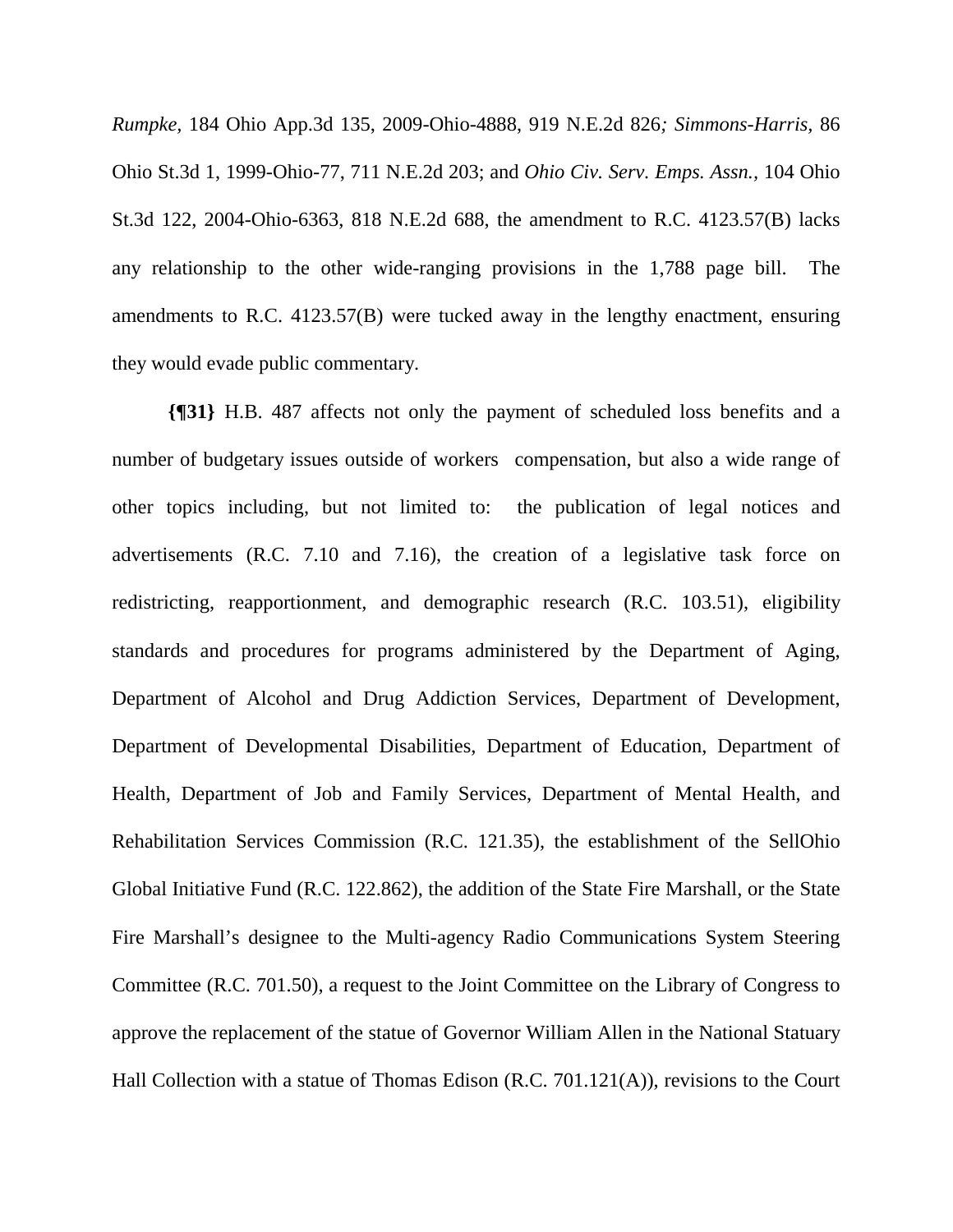*Rumpke*, 184 Ohio App.3d 135, 2009-Ohio-4888, 919 N.E.2d 826*; Simmons-Harris*, 86 Ohio St.3d 1, 1999-Ohio-77, 711 N.E.2d 203; and *Ohio Civ. Serv. Emps. Assn.*, 104 Ohio St.3d 122, 2004-Ohio-6363, 818 N.E.2d 688, the amendment to R.C. 4123.57(B) lacks any relationship to the other wide-ranging provisions in the 1,788 page bill. The amendments to R.C. 4123.57(B) were tucked away in the lengthy enactment, ensuring they would evade public commentary.

**{¶31}** H.B. 487 affects not only the payment of scheduled loss benefits and a number of budgetary issues outside of workers compensation, but also a wide range of other topics including, but not limited to: the publication of legal notices and advertisements (R.C. 7.10 and 7.16), the creation of a legislative task force on redistricting, reapportionment, and demographic research (R.C. 103.51), eligibility standards and procedures for programs administered by the Department of Aging, Department of Alcohol and Drug Addiction Services, Department of Development, Department of Developmental Disabilities, Department of Education, Department of Health, Department of Job and Family Services, Department of Mental Health, and Rehabilitation Services Commission (R.C. 121.35), the establishment of the SellOhio Global Initiative Fund (R.C. 122.862), the addition of the State Fire Marshall, or the State Fire Marshall's designee to the Multi-agency Radio Communications System Steering Committee (R.C. 701.50), a request to the Joint Committee on the Library of Congress to approve the replacement of the statue of Governor William Allen in the National Statuary Hall Collection with a statue of Thomas Edison (R.C. 701.121(A)), revisions to the Court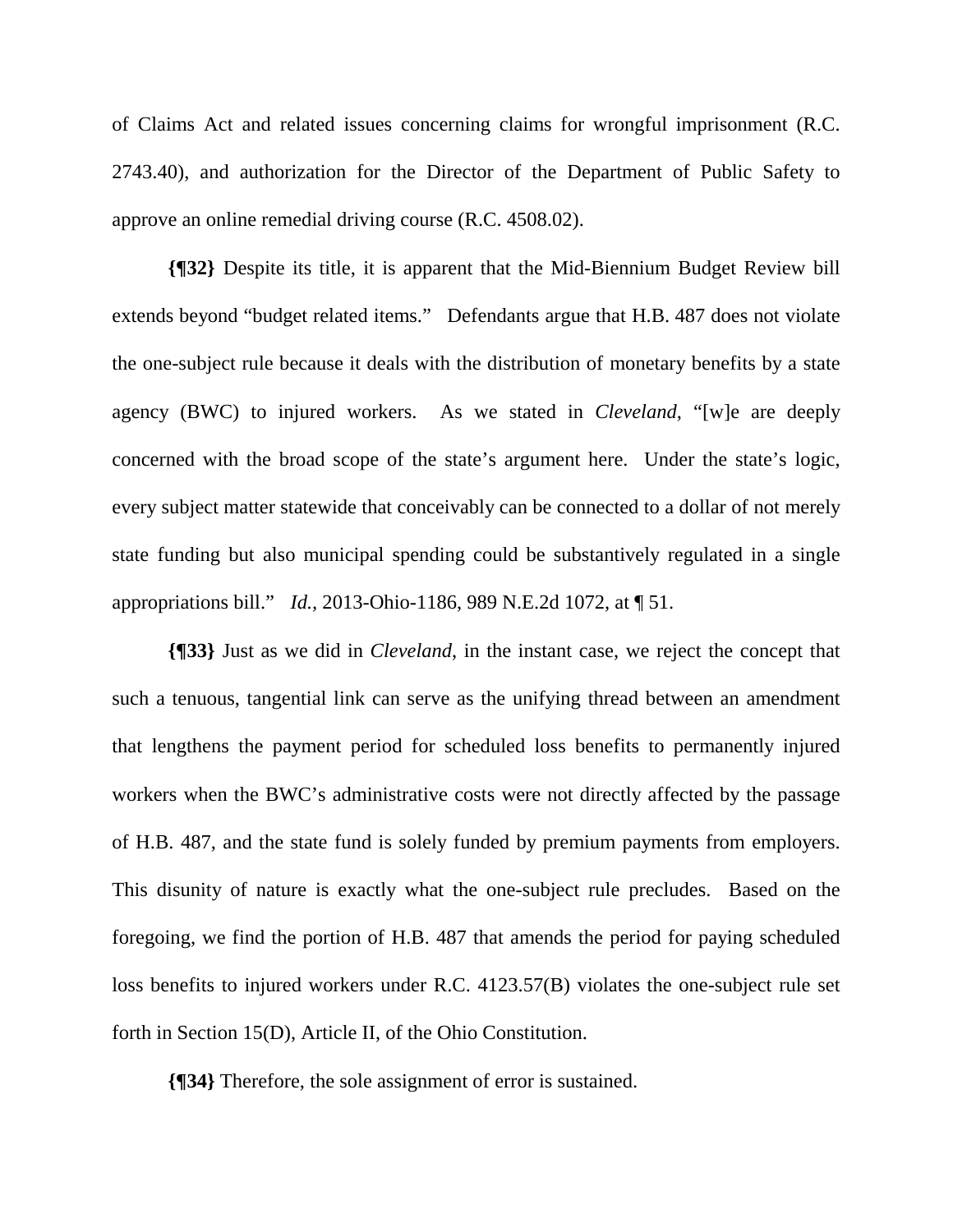of Claims Act and related issues concerning claims for wrongful imprisonment (R.C. 2743.40), and authorization for the Director of the Department of Public Safety to approve an online remedial driving course (R.C. 4508.02).

**{¶32}** Despite its title, it is apparent that the Mid-Biennium Budget Review bill extends beyond "budget related items." Defendants argue that H.B. 487 does not violate the one-subject rule because it deals with the distribution of monetary benefits by a state agency (BWC) to injured workers. As we stated in *Cleveland*, "[w]e are deeply concerned with the broad scope of the state's argument here. Under the state's logic, every subject matter statewide that conceivably can be connected to a dollar of not merely state funding but also municipal spending could be substantively regulated in a single appropriations bill." *Id.*, 2013-Ohio-1186, 989 N.E.2d 1072, at ¶ 51.

**{¶33}** Just as we did in *Cleveland*, in the instant case, we reject the concept that such a tenuous, tangential link can serve as the unifying thread between an amendment that lengthens the payment period for scheduled loss benefits to permanently injured workers when the BWC's administrative costs were not directly affected by the passage of H.B. 487, and the state fund is solely funded by premium payments from employers. This disunity of nature is exactly what the one-subject rule precludes. Based on the foregoing, we find the portion of H.B. 487 that amends the period for paying scheduled loss benefits to injured workers under R.C. 4123.57(B) violates the one-subject rule set forth in Section 15(D), Article II, of the Ohio Constitution.

**{¶34}** Therefore, the sole assignment of error is sustained.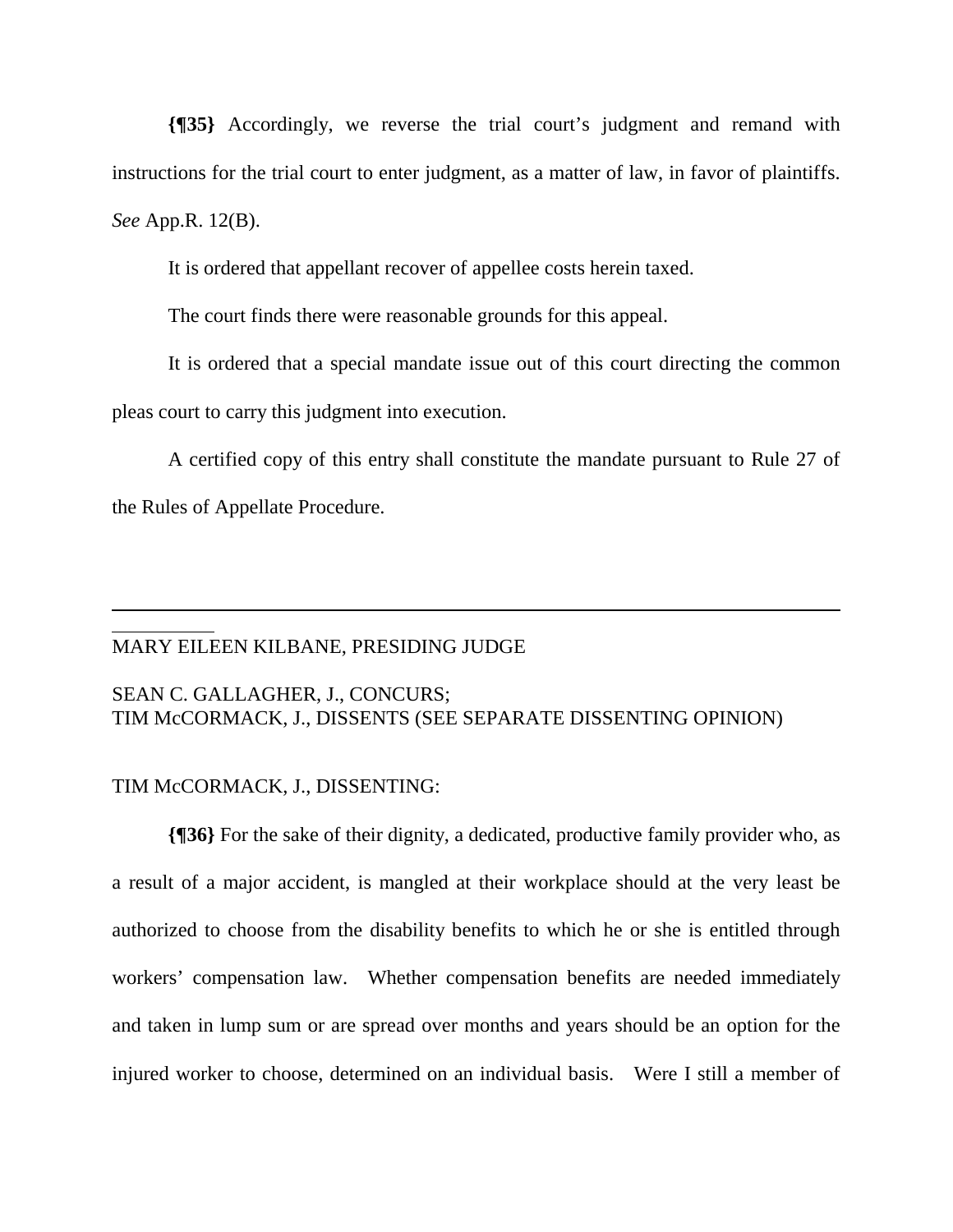**{¶35}** Accordingly, we reverse the trial court's judgment and remand with instructions for the trial court to enter judgment, as a matter of law, in favor of plaintiffs. *See* App.R. 12(B).

It is ordered that appellant recover of appellee costs herein taxed.

The court finds there were reasonable grounds for this appeal.

It is ordered that a special mandate issue out of this court directing the common pleas court to carry this judgment into execution.

A certified copy of this entry shall constitute the mandate pursuant to Rule 27 of the Rules of Appellate Procedure.

---

MARY EILEEN KILBANE, PRESIDING JUDGE

SEAN C. GALLAGHER, J., CONCURS;
TIM McCORMACK, J., DISSENTS (SEE SEPARATE DISSENTING OPINION)

TIM McCORMACK, J., DISSENTING:

**{¶36}** For the sake of their dignity, a dedicated, productive family provider who, as a result of a major accident, is mangled at their workplace should at the very least be authorized to choose from the disability benefits to which he or she is entitled through workers' compensation law. Whether compensation benefits are needed immediately and taken in lump sum or are spread over months and years should be an option for the injured worker to choose, determined on an individual basis. Were I still a member of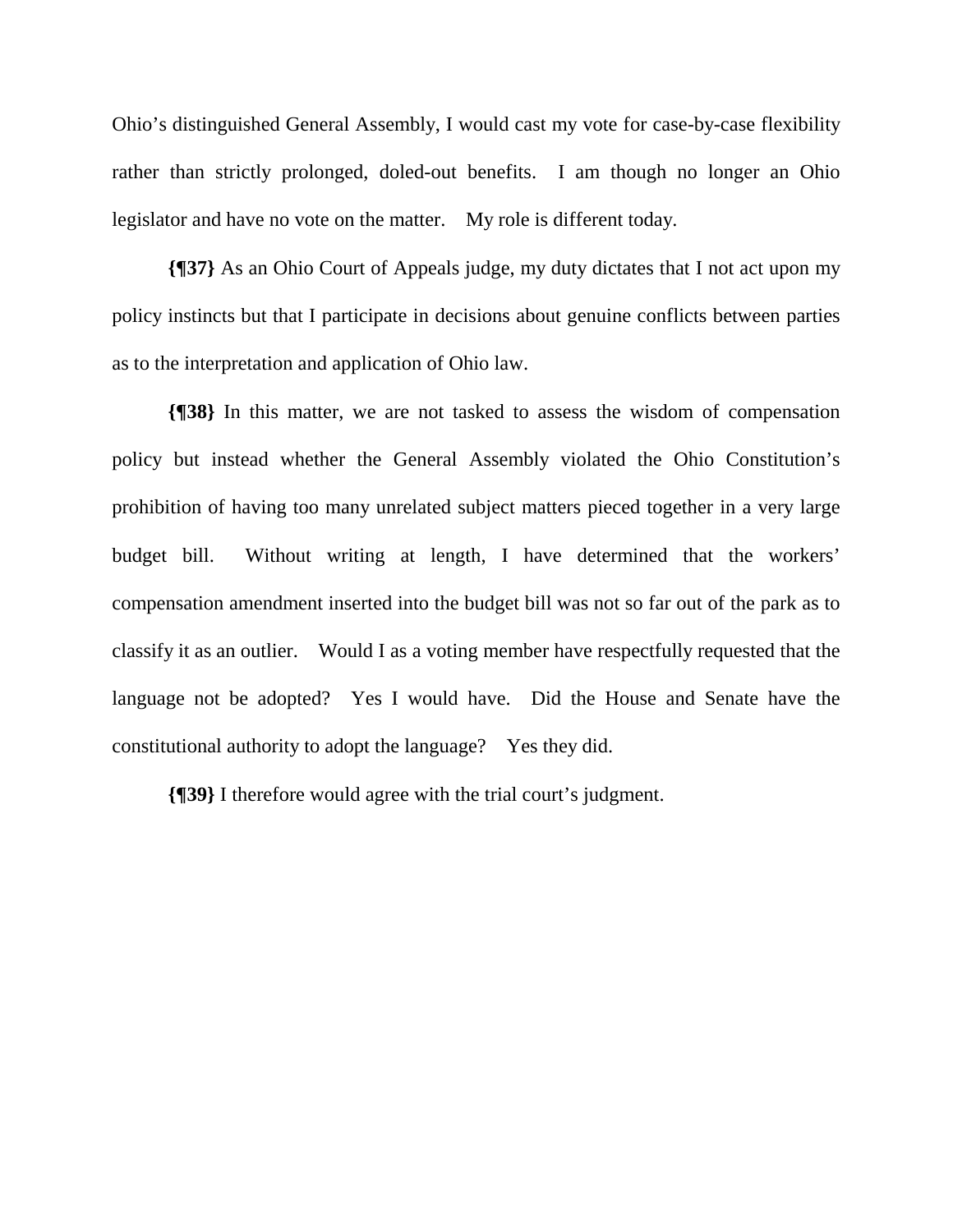Ohio's distinguished General Assembly, I would cast my vote for case-by-case flexibility rather than strictly prolonged, doled-out benefits. I am though no longer an Ohio legislator and have no vote on the matter. My role is different today.

**{¶37}** As an Ohio Court of Appeals judge, my duty dictates that I not act upon my policy instincts but that I participate in decisions about genuine conflicts between parties as to the interpretation and application of Ohio law.

**{¶38}** In this matter, we are not tasked to assess the wisdom of compensation policy but instead whether the General Assembly violated the Ohio Constitution's prohibition of having too many unrelated subject matters pieced together in a very large budget bill. Without writing at length, I have determined that the workers' compensation amendment inserted into the budget bill was not so far out of the park as to classify it as an outlier. Would I as a voting member have respectfully requested that the language not be adopted? Yes I would have. Did the House and Senate have the constitutional authority to adopt the language? Yes they did.

**{¶39}** I therefore would agree with the trial court's judgment.